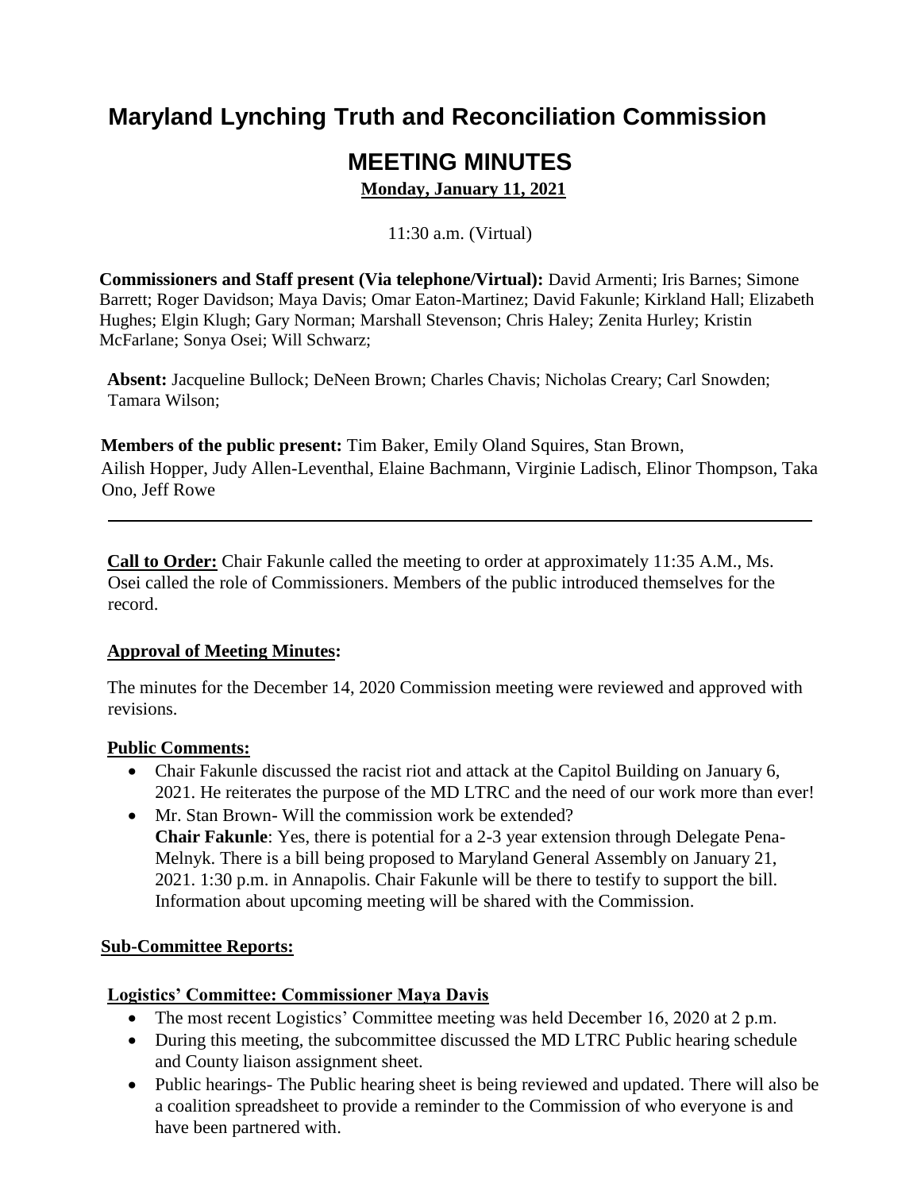# Maryland Lynching Truth and Reconciliation Commission

## MEETING MINUTES

**Monday, January 11, 2021**

11:30 a.m. (Virtual)

**Commissioners and Staff present (Via telephone/Virtual):** David Armenti; Iris Barnes; Simone Barrett; Roger Davidson; Maya Davis; Omar Eaton-Martinez; David Fakunle; Kirkland Hall; Elizabeth Hughes; Elgin Klugh; Gary Norman; Marshall Stevenson; Chris Haley; Zenita Hurley; Kristin McFarlane; Sonya Osei; Will Schwarz;

**Absent:** Jacqueline Bullock; DeNeen Brown; Charles Chavis; Nicholas Creary; Carl Snowden; Tamara Wilson;

**Members of the public present:** Tim Baker, Emily Oland Squires, Stan Brown, Ailish Hopper, Judy Allen-Leventhal, Elaine Bachmann, Virginie Ladisch, Elinor Thompson, Taka Ono, Jeff Rowe

---

**Call to Order:** Chair Fakunle called the meeting to order at approximately 11:35 A.M., Ms. Osei called the role of Commissioners. Members of the public introduced themselves for the record.

**Approval of Meeting Minutes:**

The minutes for the December 14, 2020 Commission meeting were reviewed and approved with revisions.

**Public Comments:**

- Chair Fakunle discussed the racist riot and attack at the Capitol Building on January 6, 2021. He reiterates the purpose of the MD LTRC and the need of our work more than ever!
- Mr. Stan Brown- Will the commission work be extended?
  **Chair Fakunle**: Yes, there is potential for a 2-3 year extension through Delegate Pena-Melnyk. There is a bill being proposed to Maryland General Assembly on January 21, 2021. 1:30 p.m. in Annapolis. Chair Fakunle will be there to testify to support the bill. Information about upcoming meeting will be shared with the Commission.

**Sub-Committee Reports:**

**Logistics' Committee: Commissioner Maya Davis**

- The most recent Logistics' Committee meeting was held December 16, 2020 at 2 p.m.
- During this meeting, the subcommittee discussed the MD LTRC Public hearing schedule and County liaison assignment sheet.
- Public hearings- The Public hearing sheet is being reviewed and updated. There will also be a coalition spreadsheet to provide a reminder to the Commission of who everyone is and have been partnered with.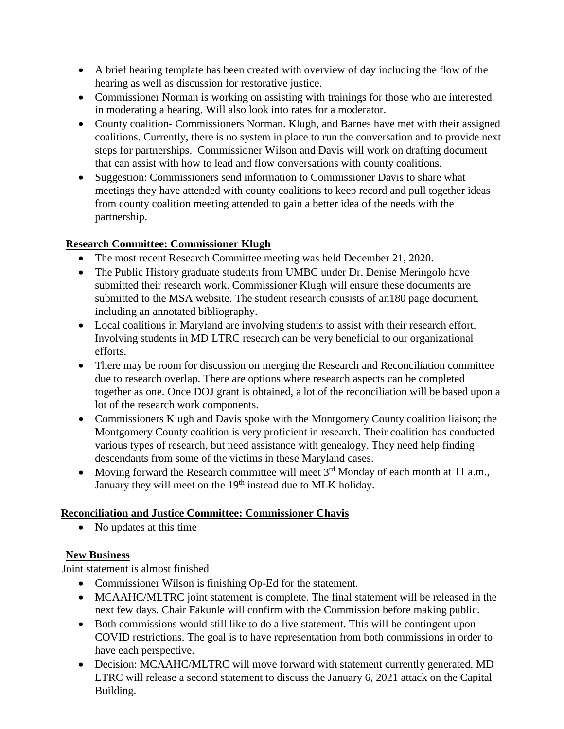- A brief hearing template has been created with overview of day including the flow of the hearing as well as discussion for restorative justice.
- Commissioner Norman is working on assisting with trainings for those who are interested in moderating a hearing. Will also look into rates for a moderator.
- County coalition- Commissioners Norman. Klugh, and Barnes have met with their assigned coalitions. Currently, there is no system in place to run the conversation and to provide next steps for partnerships. Commissioner Wilson and Davis will work on drafting document that can assist with how to lead and flow conversations with county coalitions.
- Suggestion: Commissioners send information to Commissioner Davis to share what meetings they have attended with county coalitions to keep record and pull together ideas from county coalition meeting attended to gain a better idea of the needs with the partnership.

**Research Committee: Commissioner Klugh**

- The most recent Research Committee meeting was held December 21, 2020.
- The Public History graduate students from UMBC under Dr. Denise Meringolo have submitted their research work. Commissioner Klugh will ensure these documents are submitted to the MSA website. The student research consists of an180 page document, including an annotated bibliography.
- Local coalitions in Maryland are involving students to assist with their research effort. Involving students in MD LTRC research can be very beneficial to our organizational efforts.
- There may be room for discussion on merging the Research and Reconciliation committee due to research overlap. There are options where research aspects can be completed together as one. Once DOJ grant is obtained, a lot of the reconciliation will be based upon a lot of the research work components.
- Commissioners Klugh and Davis spoke with the Montgomery County coalition liaison; the Montgomery County coalition is very proficient in research. Their coalition has conducted various types of research, but need assistance with genealogy. They need help finding descendants from some of the victims in these Maryland cases.
- Moving forward the Research committee will meet 3rd Monday of each month at 11 a.m., January they will meet on the 19th instead due to MLK holiday.

**Reconciliation and Justice Committee: Commissioner Chavis**

- No updates at this time

**New Business**

Joint statement is almost finished

- Commissioner Wilson is finishing Op-Ed for the statement.
- MCAAHC/MLTRC joint statement is complete. The final statement will be released in the next few days. Chair Fakunle will confirm with the Commission before making public.
- Both commissions would still like to do a live statement. This will be contingent upon COVID restrictions. The goal is to have representation from both commissions in order to have each perspective.
- Decision: MCAAHC/MLTRC will move forward with statement currently generated. MD LTRC will release a second statement to discuss the January 6, 2021 attack on the Capital Building.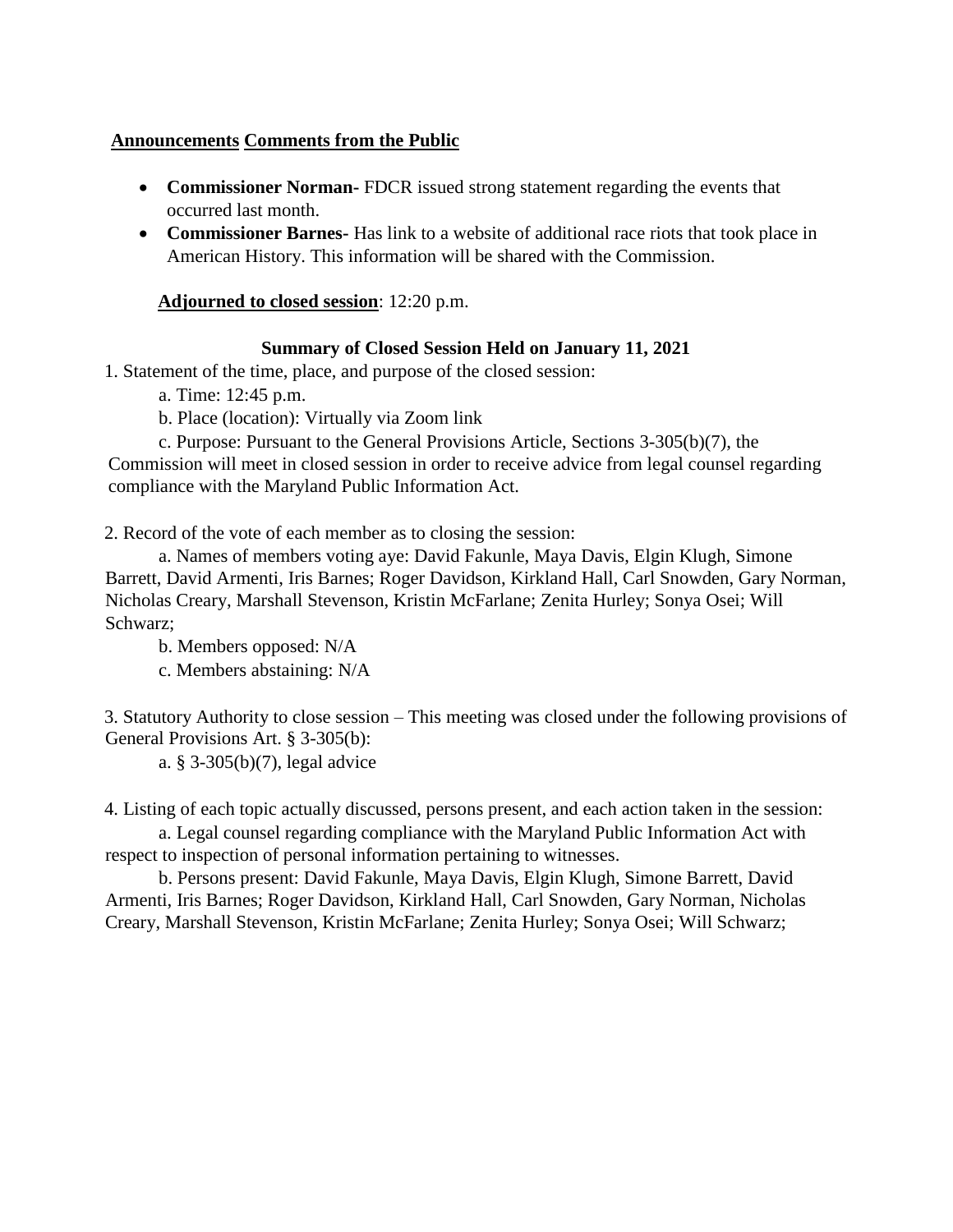**Announcements** **Comments from the Public**

- **Commissioner Norman-** FDCR issued strong statement regarding the events that occurred last month.
- **Commissioner Barnes-** Has link to a website of additional race riots that took place in American History. This information will be shared with the Commission.

**Adjourned to closed session**: 12:20 p.m.

**Summary of Closed Session Held on January 11, 2021**

1. Statement of the time, place, and purpose of the closed session:

   a. Time: 12:45 p.m.

   b. Place (location): Virtually via Zoom link

   c. Purpose: Pursuant to the General Provisions Article, Sections 3-305(b)(7), the Commission will meet in closed session in order to receive advice from legal counsel regarding compliance with the Maryland Public Information Act.

2. Record of the vote of each member as to closing the session:

   a. Names of members voting aye: David Fakunle, Maya Davis, Elgin Klugh, Simone Barrett, David Armenti, Iris Barnes; Roger Davidson, Kirkland Hall, Carl Snowden, Gary Norman, Nicholas Creary, Marshall Stevenson, Kristin McFarlane; Zenita Hurley; Sonya Osei; Will Schwarz;

   b. Members opposed: N/A

   c. Members abstaining: N/A

3. Statutory Authority to close session – This meeting was closed under the following provisions of General Provisions Art. § 3-305(b):

   a. § 3-305(b)(7), legal advice

4. Listing of each topic actually discussed, persons present, and each action taken in the session:

   a. Legal counsel regarding compliance with the Maryland Public Information Act with respect to inspection of personal information pertaining to witnesses.

   b. Persons present: David Fakunle, Maya Davis, Elgin Klugh, Simone Barrett, David Armenti, Iris Barnes; Roger Davidson, Kirkland Hall, Carl Snowden, Gary Norman, Nicholas Creary, Marshall Stevenson, Kristin McFarlane; Zenita Hurley; Sonya Osei; Will Schwarz;